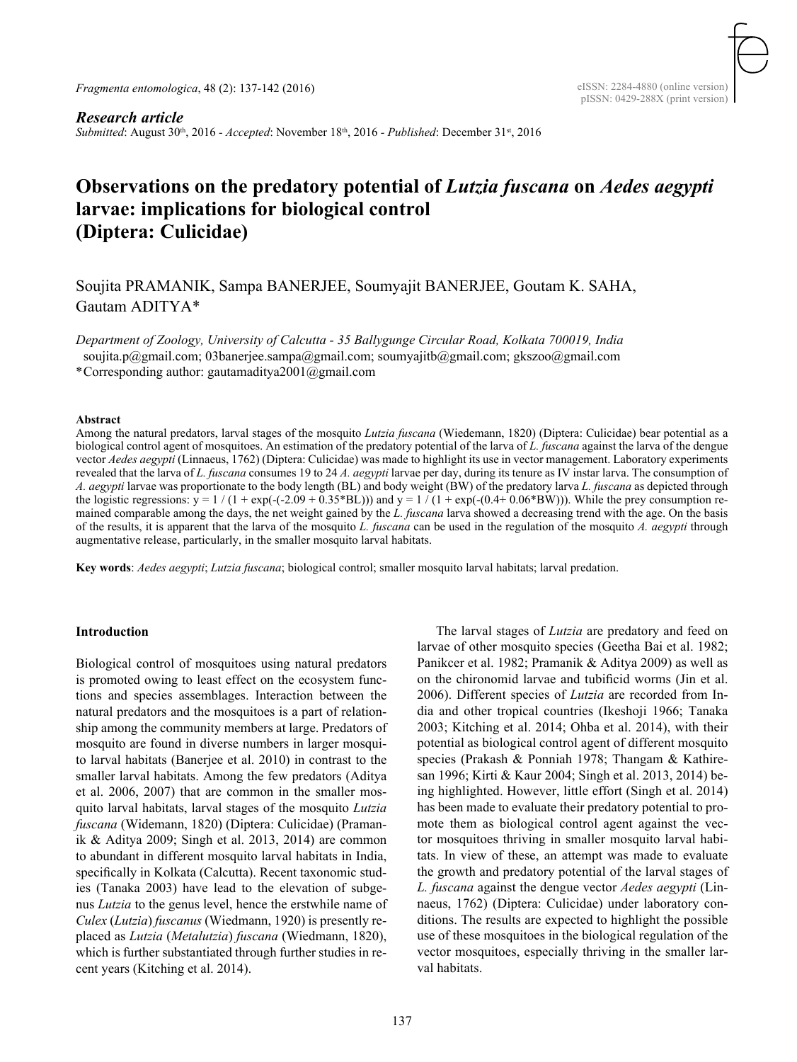*Research article*

*Submitted*: August 30th, 2016 - *Accepted*: November 18th, 2016 - *Published*: December 31st, 2016

# Observations on the predatory potential of *Lutzia fuscana* on *Aedes aegypti* larvae: implications for biological control (Diptera: Culicidae)

Soujita PRAMANIK, Sampa BANERJEE, Soumyajit BANERJEE, Goutam K. SAHA, Gautam ADITYA*

*Department of Zoology, University of Calcutta - 35 Ballygunge Circular Road, Kolkata 700019, India*
soujita.p@gmail.com; 03banerjee.sampa@gmail.com; soumyajitb@gmail.com; gkszoo@gmail.com
*Corresponding author: gautamaditya2001@gmail.com

**Abstract**

Among the natural predators, larval stages of the mosquito *Lutzia fuscana* (Wiedemann, 1820) (Diptera: Culicidae) bear potential as a biological control agent of mosquitoes. An estimation of the predatory potential of the larva of *L. fuscana* against the larva of the dengue vector *Aedes aegypti* (Linnaeus, 1762) (Diptera: Culicidae) was made to highlight its use in vector management. Laboratory experiments revealed that the larva of *L. fuscana* consumes 19 to 24 *A. aegypti* larvae per day, during its tenure as IV instar larva. The consumption of *A. aegypti* larvae was proportionate to the body length (BL) and body weight (BW) of the predatory larva *L. fuscana* as depicted through the logistic regressions: $y = 1 / (1 + \exp(-(-2.09 + 0.35*BL)))$ and $y = 1 / (1 + \exp(-(0.4+ 0.06*BW)))$. While the prey consumption remained comparable among the days, the net weight gained by the *L. fuscana* larva showed a decreasing trend with the age. On the basis of the results, it is apparent that the larva of the mosquito *L. fuscana* can be used in the regulation of the mosquito *A. aegypti* through augmentative release, particularly, in the smaller mosquito larval habitats.

**Key words**: *Aedes aegypti*; *Lutzia fuscana*; biological control; smaller mosquito larval habitats; larval predation.

## Introduction

Biological control of mosquitoes using natural predators is promoted owing to least effect on the ecosystem functions and species assemblages. Interaction between the natural predators and the mosquitoes is a part of relationship among the community members at large. Predators of mosquito are found in diverse numbers in larger mosquito larval habitats (Banerjee et al. 2010) in contrast to the smaller larval habitats. Among the few predators (Aditya et al. 2006, 2007) that are common in the smaller mosquito larval habitats, larval stages of the mosquito *Lutzia fuscana* (Widemann, 1820) (Diptera: Culicidae) (Pramanik & Aditya 2009; Singh et al. 2013, 2014) are common to abundant in different mosquito larval habitats in India, specifically in Kolkata (Calcutta). Recent taxonomic studies (Tanaka 2003) have lead to the elevation of subgenus *Lutzia* to the genus level, hence the erstwhile name of *Culex* (*Lutzia*) *fuscanus* (Wiedmann, 1920) is presently replaced as *Lutzia* (*Metalutzia*) *fuscana* (Wiedmann, 1820), which is further substantiated through further studies in recent years (Kitching et al. 2014).

The larval stages of *Lutzia* are predatory and feed on larvae of other mosquito species (Geetha Bai et al. 1982; Panikcer et al. 1982; Pramanik & Aditya 2009) as well as on the chironomid larvae and tubificid worms (Jin et al. 2006). Different species of *Lutzia* are recorded from India and other tropical countries (Ikeshoji 1966; Tanaka 2003; Kitching et al. 2014; Ohba et al. 2014), with their potential as biological control agent of different mosquito species (Prakash & Ponniah 1978; Thangam & Kathiresan 1996; Kirti & Kaur 2004; Singh et al. 2013, 2014) being highlighted. However, little effort (Singh et al. 2014) has been made to evaluate their predatory potential to promote them as biological control agent against the vector mosquitoes thriving in smaller mosquito larval habitats. In view of these, an attempt was made to evaluate the growth and predatory potential of the larval stages of *L. fuscana* against the dengue vector *Aedes aegypti* (Linnaeus, 1762) (Diptera: Culicidae) under laboratory conditions. The results are expected to highlight the possible use of these mosquitoes in the biological regulation of the vector mosquitoes, especially thriving in the smaller larval habitats.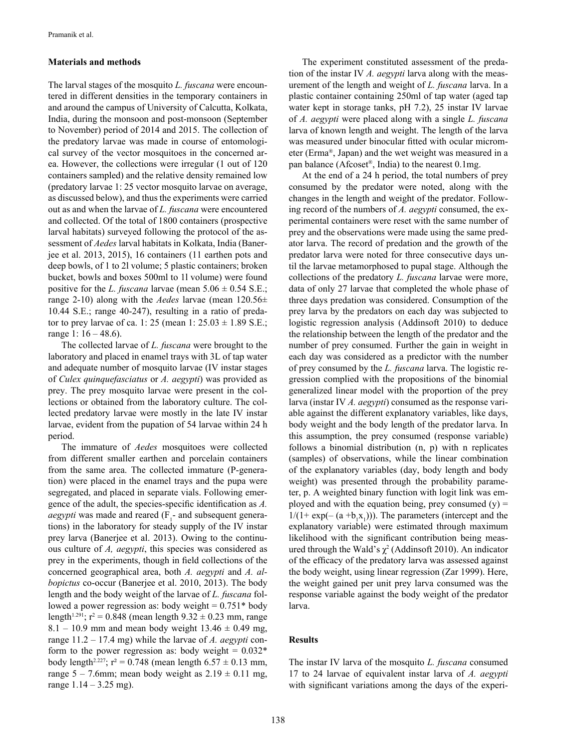## Materials and methods

The larval stages of the mosquito *L. fuscana* were encountered in different densities in the temporary containers in and around the campus of University of Calcutta, Kolkata, India, during the monsoon and post-monsoon (September to November) period of 2014 and 2015. The collection of the predatory larvae was made in course of entomological survey of the vector mosquitoes in the concerned area. However, the collections were irregular (1 out of 120 containers sampled) and the relative density remained low (predatory larvae 1: 25 vector mosquito larvae on average, as discussed below), and thus the experiments were carried out as and when the larvae of *L. fuscana* were encountered and collected. Of the total of 1800 containers (prospective larval habitats) surveyed following the protocol of the assessment of *Aedes* larval habitats in Kolkata, India (Banerjee et al. 2013, 2015), 16 containers (11 earthen pots and deep bowls, of 1 to 2l volume; 5 plastic containers; broken bucket, bowls and boxes 500ml to 1l volume) were found positive for the *L. fuscana* larvae (mean 5.06 ± 0.54 S.E.; range 2-10) along with the *Aedes* larvae (mean 120.56± 10.44 S.E.; range 40-247), resulting in a ratio of predator to prey larvae of ca. 1: 25 (mean 1: 25.03 ± 1.89 S.E.; range 1: 16 – 48.6).

The collected larvae of *L. fuscana* were brought to the laboratory and placed in enamel trays with 3L of tap water and adequate number of mosquito larvae (IV instar stages of *Culex quinquefasciatus* or *A. aegypti*) was provided as prey. The prey mosquito larvae were present in the collections or obtained from the laboratory culture. The collected predatory larvae were mostly in the late IV instar larvae, evident from the pupation of 54 larvae within 24 h period.

The immature of *Aedes* mosquitoes were collected from different smaller earthen and porcelain containers from the same area. The collected immature (P-generation) were placed in the enamel trays and the pupa were segregated, and placed in separate vials. Following emergence of the adult, the species-specific identification as *A. aegypti* was made and reared ($F_1$- and subsequent generations) in the laboratory for steady supply of the IV instar prey larva (Banerjee et al. 2013). Owing to the continuous culture of *A, aegypti*, this species was considered as prey in the experiments, though in field collections of the concerned geographical area, both *A. aegypti* and *A. albopictus* co-occur (Banerjee et al. 2010, 2013). The body length and the body weight of the larvae of *L. fuscana* followed a power regression as: body weight = 0.751* body length$^{1.291}$; $r^2 = 0.848$ (mean length 9.32 ± 0.23 mm, range 8.1 – 10.9 mm and mean body weight 13.46 ± 0.49 mg, range 11.2 – 17.4 mg) while the larvae of *A. aegypti* conform to the power regression as: body weight = 0.032* body length$^{2.227}$; $r^2 = 0.748$ (mean length 6.57 ± 0.13 mm, range 5 – 7.6mm; mean body weight as 2.19 ± 0.11 mg, range 1.14 – 3.25 mg).

The experiment constituted assessment of the predation of the instar IV *A. aegypti* larva along with the measurement of the length and weight of *L. fuscana* larva. In a plastic container containing 250ml of tap water (aged tap water kept in storage tanks, pH 7.2), 25 instar IV larvae of *A. aegypti* were placed along with a single *L. fuscana* larva of known length and weight. The length of the larva was measured under binocular fitted with ocular micrometer (Erma®, Japan) and the wet weight was measured in a pan balance (Afcoset®, India) to the nearest 0.1mg.

At the end of a 24 h period, the total numbers of prey consumed by the predator were noted, along with the changes in the length and weight of the predator. Following record of the numbers of *A. aegypti* consumed, the experimental containers were reset with the same number of prey and the observations were made using the same predator larva. The record of predation and the growth of the predator larva were noted for three consecutive days until the larvae metamorphosed to pupal stage. Although the collections of the predatory *L. fuscana* larvae were more, data of only 27 larvae that completed the whole phase of three days predation was considered. Consumption of the prey larva by the predators on each day was subjected to logistic regression analysis (Addinsoft 2010) to deduce the relationship between the length of the predator and the number of prey consumed. Further the gain in weight in each day was considered as a predictor with the number of prey consumed by the *L. fuscana* larva. The logistic regression complied with the propositions of the binomial generalized linear model with the proportion of the prey larva (instar IV *A. aegypti*) consumed as the response variable against the different explanatory variables, like days, body weight and the body length of the predator larva. In this assumption, the prey consumed (response variable) follows a binomial distribution (n, p) with n replicates (samples) of observations, while the linear combination of the explanatory variables (day, body length and body weight) was presented through the probability parameter, p. A weighted binary function with logit link was employed and with the equation being, prey consumed $(y) = 1/(1+ \exp(-(a + b_1x_1)))$. The parameters (intercept and the explanatory variable) were estimated through maximum likelihood with the significant contribution being measured through the Wald's $\chi^2$ (Addinsoft 2010). An indicator of the efficacy of the predatory larva was assessed against the body weight, using linear regression (Zar 1999). Here, the weight gained per unit prey larva consumed was the response variable against the body weight of the predator larva.

## Results

The instar IV larva of the mosquito *L. fuscana* consumed 17 to 24 larvae of equivalent instar larva of *A. aegypti* with significant variations among the days of the experi-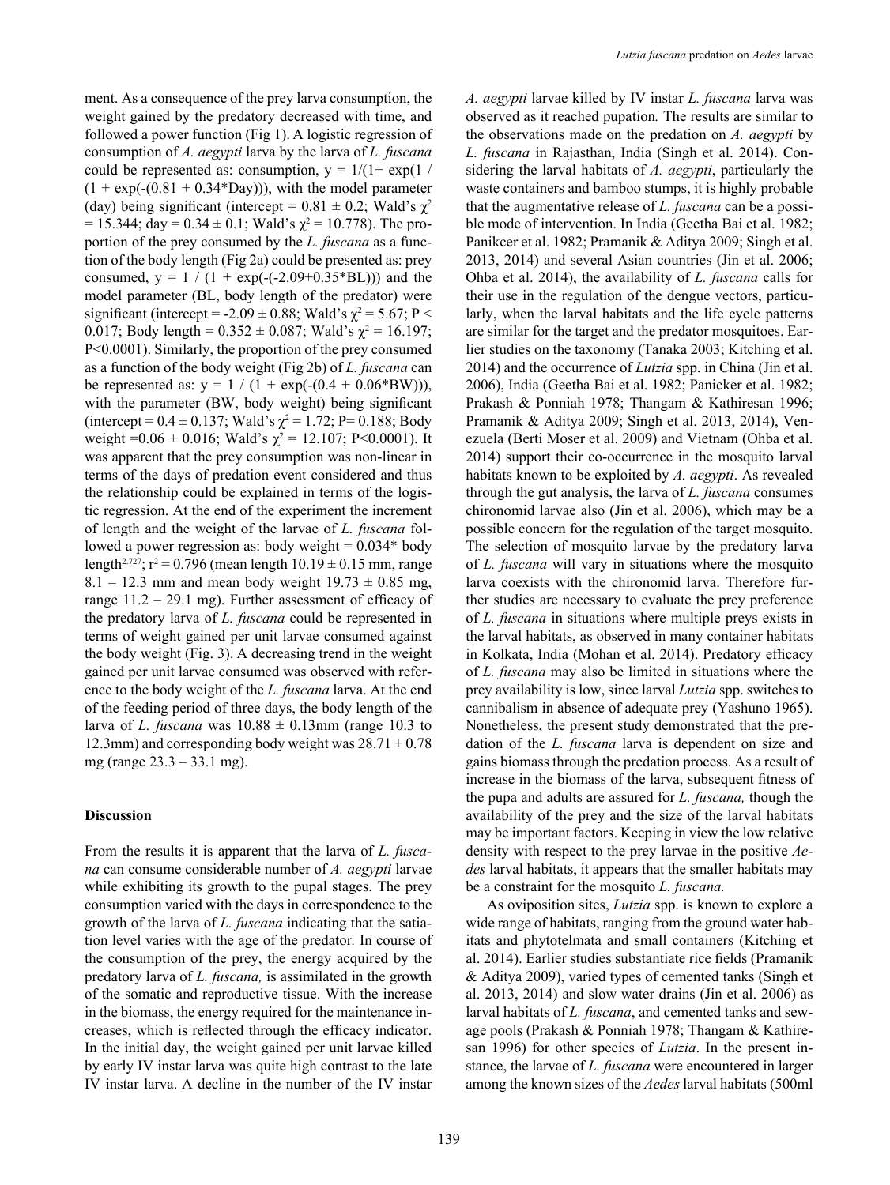ment. As a consequence of the prey larva consumption, the weight gained by the predatory decreased with time, and followed a power function (Fig 1). A logistic regression of consumption of *A. aegypti* larva by the larva of *L. fuscana* could be represented as: consumption, $y = 1/(1+ \exp(1 / (1 + \exp(-(0.81 + 0.34*\text{Day})))$, with the model parameter (day) being significant (intercept = 0.81 ± 0.2; Wald's $\chi^2$ = 15.344; day = 0.34 ± 0.1; Wald's $\chi^2$ = 10.778). The proportion of the prey consumed by the *L. fuscana* as a function of the body length (Fig 2a) could be presented as: prey consumed, $y = 1 / (1 + \exp(-(-2.09+0.35*\text{BL})))$ and the model parameter (BL, body length of the predator) were significant (intercept = -2.09 ± 0.88; Wald's $\chi^2$ = 5.67; $P < 0.017$; Body length = 0.352 ± 0.087; Wald's $\chi^2$ = 16.197; $P<0.0001$). Similarly, the proportion of the prey consumed as a function of the body weight (Fig 2b) of *L. fuscana* can be represented as: $y = 1 / (1 + \exp(-(0.4 + 0.06*\text{BW})))$, with the parameter (BW, body weight) being significant (intercept = 0.4 ± 0.137; Wald's $\chi^2$ = 1.72; P= 0.188; Body weight =0.06 ± 0.016; Wald's $\chi^2$ = 12.107; $P<0.0001$). It was apparent that the prey consumption was non-linear in terms of the days of predation event considered and thus the relationship could be explained in terms of the logistic regression. At the end of the experiment the increment of length and the weight of the larvae of *L. fuscana* followed a power regression as: body weight = $0.034*$ body length$^{2.727}$; $r^2 = 0.796$ (mean length 10.19 ± 0.15 mm, range 8.1 – 12.3 mm and mean body weight 19.73 ± 0.85 mg, range 11.2 – 29.1 mg). Further assessment of efficacy of the predatory larva of *L. fuscana* could be represented in terms of weight gained per unit larvae consumed against the body weight (Fig. 3). A decreasing trend in the weight gained per unit larvae consumed was observed with reference to the body weight of the *L. fuscana* larva. At the end of the feeding period of three days, the body length of the larva of *L. fuscana* was 10.88 ± 0.13mm (range 10.3 to 12.3mm) and corresponding body weight was 28.71 ± 0.78 mg (range 23.3 – 33.1 mg).

## Discussion

From the results it is apparent that the larva of *L. fuscana* can consume considerable number of *A. aegypti* larvae while exhibiting its growth to the pupal stages. The prey consumption varied with the days in correspondence to the growth of the larva of *L. fuscana* indicating that the satiation level varies with the age of the predator. In course of the consumption of the prey, the energy acquired by the predatory larva of *L. fuscana,* is assimilated in the growth of the somatic and reproductive tissue. With the increase in the biomass, the energy required for the maintenance increases, which is reflected through the efficacy indicator. In the initial day, the weight gained per unit larvae killed by early IV instar larva was quite high contrast to the late IV instar larva. A decline in the number of the IV instar *A. aegypti* larvae killed by IV instar *L. fuscana* larva was observed as it reached pupation. The results are similar to the observations made on the predation on *A. aegypti* by *L. fuscana* in Rajasthan, India (Singh et al. 2014). Considering the larval habitats of *A. aegypti*, particularly the waste containers and bamboo stumps, it is highly probable that the augmentative release of *L. fuscana* can be a possible mode of intervention. In India (Geetha Bai et al. 1982; Panikcer et al. 1982; Pramanik & Aditya 2009; Singh et al. 2013, 2014) and several Asian countries (Jin et al. 2006; Ohba et al. 2014), the availability of *L. fuscana* calls for their use in the regulation of the dengue vectors, particularly, when the larval habitats and the life cycle patterns are similar for the target and the predator mosquitoes. Earlier studies on the taxonomy (Tanaka 2003; Kitching et al. 2014) and the occurrence of *Lutzia* spp. in China (Jin et al. 2006), India (Geetha Bai et al. 1982; Panicker et al. 1982; Prakash & Ponniah 1978; Thangam & Kathiresan 1996; Pramanik & Aditya 2009; Singh et al. 2013, 2014), Venezuela (Berti Moser et al. 2009) and Vietnam (Ohba et al. 2014) support their co-occurrence in the mosquito larval habitats known to be exploited by *A. aegypti*. As revealed through the gut analysis, the larva of *L. fuscana* consumes chironomid larvae also (Jin et al. 2006), which may be a possible concern for the regulation of the target mosquito. The selection of mosquito larvae by the predatory larva of *L. fuscana* will vary in situations where the mosquito larva coexists with the chironomid larva. Therefore further studies are necessary to evaluate the prey preference of *L. fuscana* in situations where multiple preys exists in the larval habitats, as observed in many container habitats in Kolkata, India (Mohan et al. 2014). Predatory efficacy of *L. fuscana* may also be limited in situations where the prey availability is low, since larval *Lutzia* spp. switches to cannibalism in absence of adequate prey (Yashuno 1965). Nonetheless, the present study demonstrated that the predation of the *L. fuscana* larva is dependent on size and gains biomass through the predation process. As a result of increase in the biomass of the larva, subsequent fitness of the pupa and adults are assured for *L. fuscana,* though the availability of the prey and the size of the larval habitats may be important factors. Keeping in view the low relative density with respect to the prey larvae in the positive *Aedes* larval habitats, it appears that the smaller habitats may be a constraint for the mosquito *L. fuscana.*

As oviposition sites, *Lutzia* spp. is known to explore a wide range of habitats, ranging from the ground water habitats and phytotelmata and small containers (Kitching et al. 2014). Earlier studies substantiate rice fields (Pramanik & Aditya 2009), varied types of cemented tanks (Singh et al. 2013, 2014) and slow water drains (Jin et al. 2006) as larval habitats of *L. fuscana*, and cemented tanks and sewage pools (Prakash & Ponniah 1978; Thangam & Kathiresan 1996) for other species of *Lutzia*. In the present instance, the larvae of *L. fuscana* were encountered in larger among the known sizes of the *Aedes* larval habitats (500ml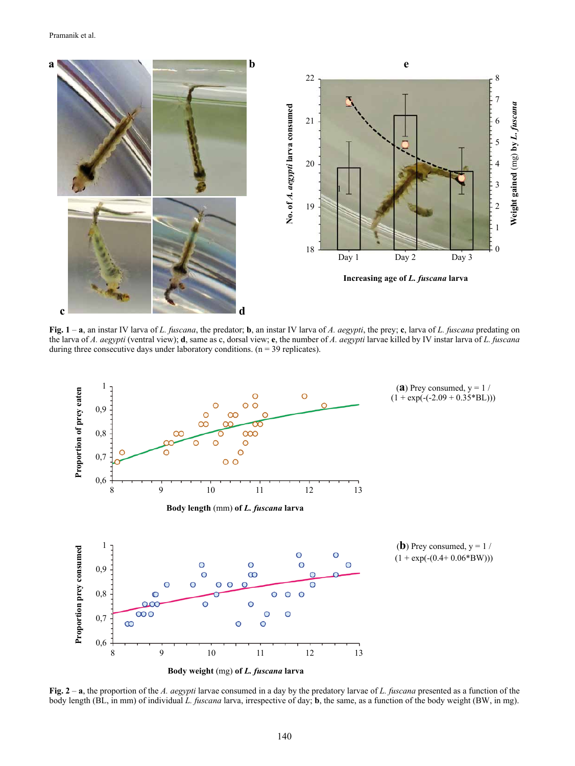**Fig. 1** – **a**, an instar IV larva of *L. fuscana*, the predator; **b**, an instar IV larva of *A. aegypti*, the prey; **c**, larva of *L. fuscana* predating on the larva of *A. aegypti* (ventral view); **d**, same as c, dorsal view; **e**, the number of *A. aegypti* larvae killed by IV instar larva of *L. fuscana* during three consecutive days under laboratory conditions. (n = 39 replicates).

**Fig. 2** – **a**, the proportion of the *A. aegypti* larvae consumed in a day by the predatory larvae of *L. fuscana* presented as a function of the body length (BL, in mm) of individual *L. fuscana* larva, irrespective of day; **b**, the same, as a function of the body weight (BW, in mg).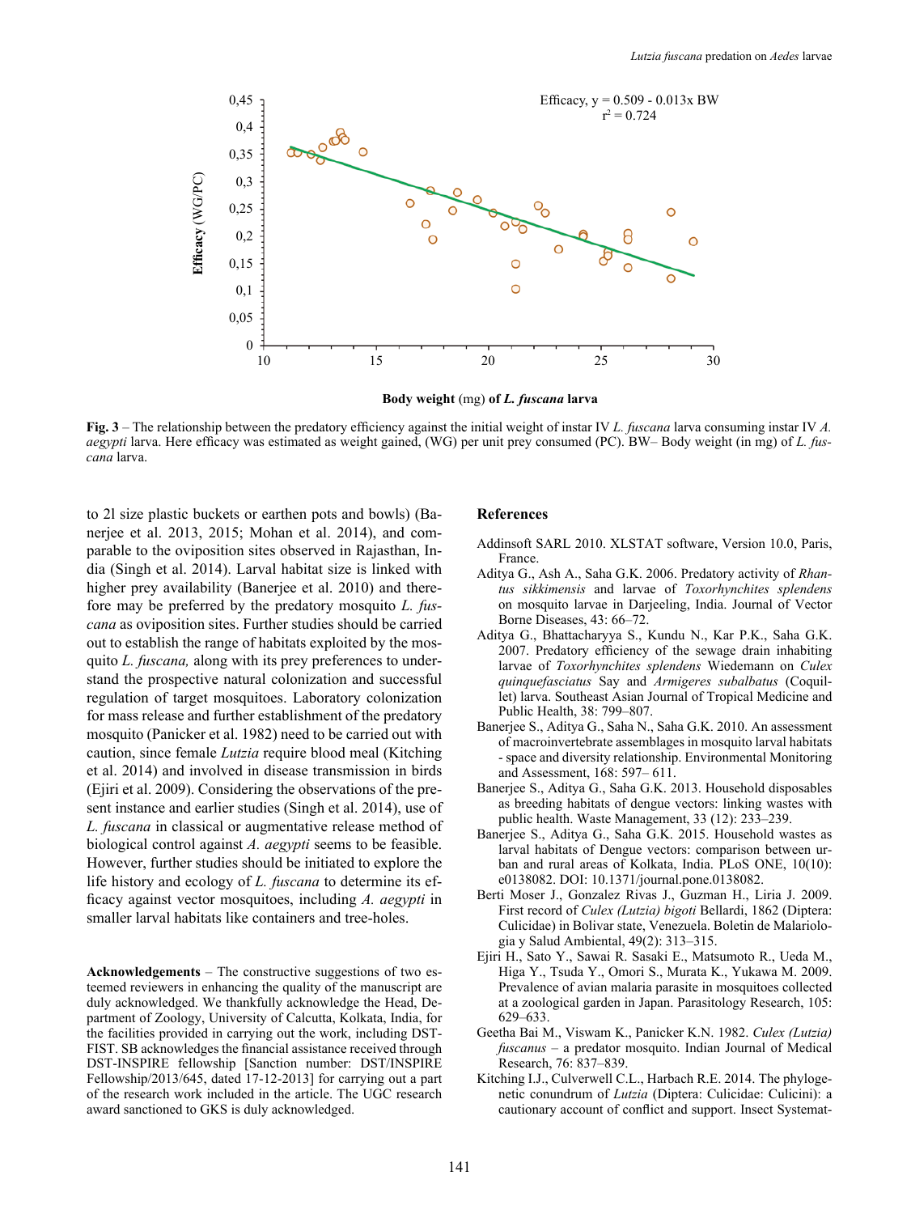Efficacy, y = 0.509 - 0.013x BW
$r^2 = 0.724$

**Fig. 3** – The relationship between the predatory efficiency against the initial weight of instar IV *L. fuscana* larva consuming instar IV *A. aegypti* larva. Here efficacy was estimated as weight gained, (WG) per unit prey consumed (PC). BW– Body weight (in mg) of *L. fuscana* larva.

to 2l size plastic buckets or earthen pots and bowls) (Banerjee et al. 2013, 2015; Mohan et al. 2014), and comparable to the oviposition sites observed in Rajasthan, India (Singh et al. 2014). Larval habitat size is linked with higher prey availability (Banerjee et al. 2010) and therefore may be preferred by the predatory mosquito *L. fuscana* as oviposition sites. Further studies should be carried out to establish the range of habitats exploited by the mosquito *L. fuscana,* along with its prey preferences to understand the prospective natural colonization and successful regulation of target mosquitoes. Laboratory colonization for mass release and further establishment of the predatory mosquito (Panicker et al. 1982) need to be carried out with caution, since female *Lutzia* require blood meal (Kitching et al. 2014) and involved in disease transmission in birds (Ejiri et al. 2009). Considering the observations of the present instance and earlier studies (Singh et al. 2014), use of *L. fuscana* in classical or augmentative release method of biological control against *A. aegypti* seems to be feasible. However, further studies should be initiated to explore the life history and ecology of *L. fuscana* to determine its efficacy against vector mosquitoes, including *A. aegypti* in smaller larval habitats like containers and tree-holes.

**Acknowledgements** – The constructive suggestions of two esteemed reviewers in enhancing the quality of the manuscript are duly acknowledged. We thankfully acknowledge the Head, Department of Zoology, University of Calcutta, Kolkata, India, for the facilities provided in carrying out the work, including DST-FIST. SB acknowledges the financial assistance received through DST-INSPIRE fellowship [Sanction number: DST/INSPIRE Fellowship/2013/645, dated 17-12-2013] for carrying out a part of the research work included in the article. The UGC research award sanctioned to GKS is duly acknowledged.

## References

Addinsoft SARL 2010. XLSTAT software, Version 10.0, Paris, France.

Aditya G., Ash A., Saha G.K. 2006. Predatory activity of *Rhantus sikkimensis* and larvae of *Toxorhynchites splendens* on mosquito larvae in Darjeeling, India. Journal of Vector Borne Diseases, 43: 66–72.

Aditya G., Bhattacharyya S., Kundu N., Kar P.K., Saha G.K. 2007. Predatory efficiency of the sewage drain inhabiting larvae of *Toxorhynchites splendens* Wiedemann on *Culex quinquefasciatus* Say and *Armigeres subalbatus* (Coquillet) larva. Southeast Asian Journal of Tropical Medicine and Public Health, 38: 799–807.

Banerjee S., Aditya G., Saha N., Saha G.K. 2010. An assessment of macroinvertebrate assemblages in mosquito larval habitats - space and diversity relationship. Environmental Monitoring and Assessment, 168: 597– 611.

Banerjee S., Aditya G., Saha G.K. 2013. Household disposables as breeding habitats of dengue vectors: linking wastes with public health. Waste Management, 33 (12): 233–239.

Banerjee S., Aditya G., Saha G.K. 2015. Household wastes as larval habitats of Dengue vectors: comparison between urban and rural areas of Kolkata, India. PLoS ONE, 10(10): e0138082. DOI: 10.1371/journal.pone.0138082.

Berti Moser J., Gonzalez Rivas J., Guzman H., Liria J. 2009. First record of *Culex (Lutzia) bigoti* Bellardi, 1862 (Diptera: Culicidae) in Bolivar state, Venezuela. Boletin de Malariologia y Salud Ambiental, 49(2): 313–315.

Ejiri H., Sato Y., Sawai R. Sasaki E., Matsumoto R., Ueda M., Higa Y., Tsuda Y., Omori S., Murata K., Yukawa M. 2009. Prevalence of avian malaria parasite in mosquitoes collected at a zoological garden in Japan. Parasitology Research, 105: 629–633.

Geetha Bai M., Viswam K., Panicker K.N. 1982. *Culex (Lutzia) fuscanus* – a predator mosquito. Indian Journal of Medical Research, 76: 837–839.

Kitching I.J., Culverwell C.L., Harbach R.E. 2014. The phylogenetic conundrum of *Lutzia* (Diptera: Culicidae: Culicini): a cautionary account of conflict and support. Insect Systemat-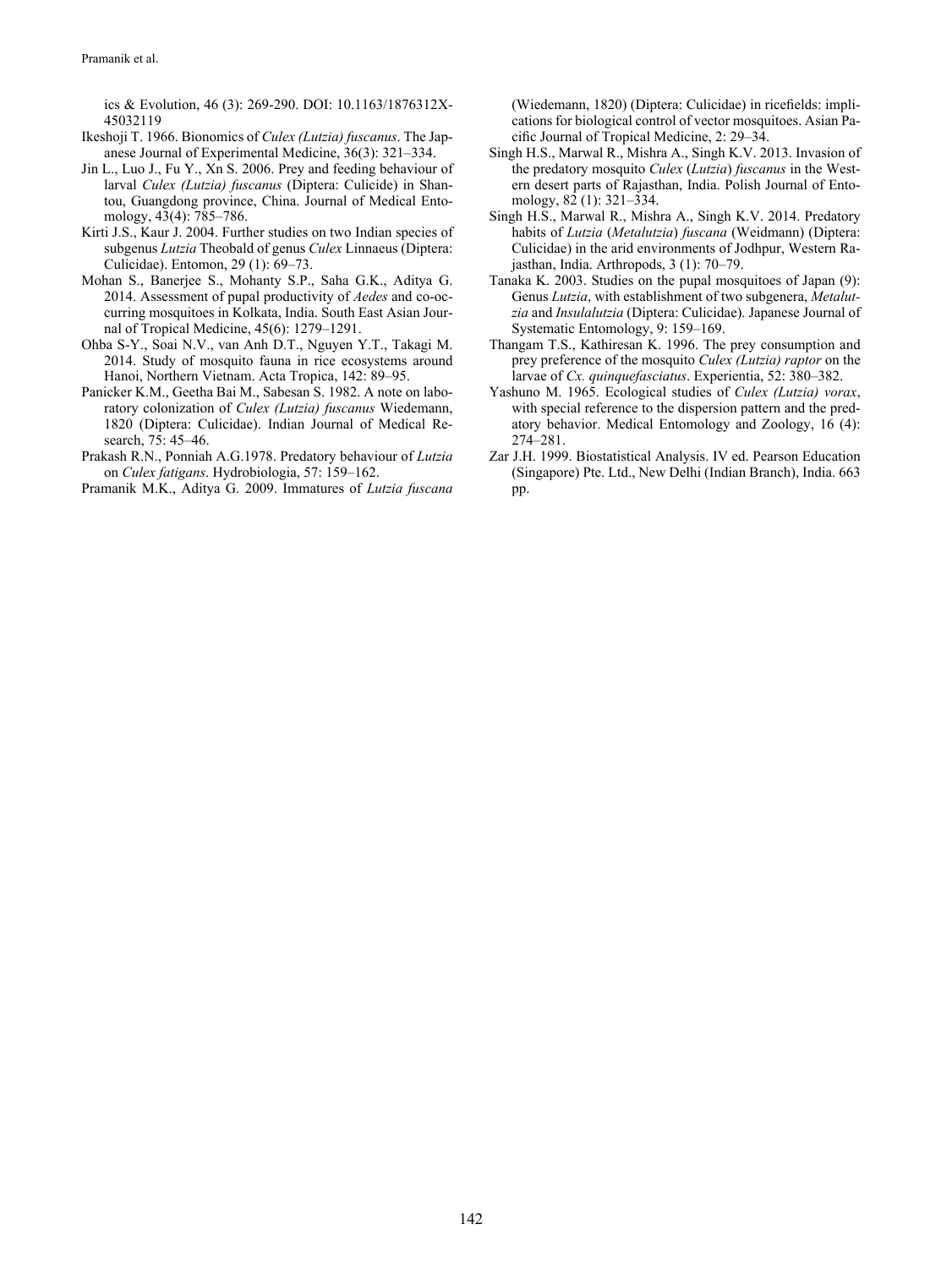ics & Evolution, 46 (3): 269-290. DOI: 10.1163/1876312X-45032119

Ikeshoji T. 1966. Bionomics of *Culex (Lutzia) fuscanus*. The Japanese Journal of Experimental Medicine, 36(3): 321–334.

Jin L., Luo J., Fu Y., Xn S. 2006. Prey and feeding behaviour of larval *Culex (Lutzia) fuscanus* (Diptera: Culicide) in Shantou, Guangdong province, China. Journal of Medical Entomology, 43(4): 785–786.

Kirti J.S., Kaur J. 2004. Further studies on two Indian species of subgenus *Lutzia* Theobald of genus *Culex* Linnaeus (Diptera: Culicidae). Entomon, 29 (1): 69–73.

Mohan S., Banerjee S., Mohanty S.P., Saha G.K., Aditya G. 2014. Assessment of pupal productivity of *Aedes* and co-occurring mosquitoes in Kolkata, India. South East Asian Journal of Tropical Medicine, 45(6): 1279–1291.

Ohba S-Y., Soai N.V., van Anh D.T., Nguyen Y.T., Takagi M. 2014. Study of mosquito fauna in rice ecosystems around Hanoi, Northern Vietnam. Acta Tropica, 142: 89–95.

Panicker K.M., Geetha Bai M., Sabesan S. 1982. A note on laboratory colonization of *Culex (Lutzia) fuscanus* Wiedemann, 1820 (Diptera: Culicidae). Indian Journal of Medical Research, 75: 45–46.

Prakash R.N., Ponniah A.G.1978. Predatory behaviour of *Lutzia* on *Culex fatigans*. Hydrobiologia, 57: 159–162.

Pramanik M.K., Aditya G. 2009. Immatures of *Lutzia fuscana* (Wiedemann, 1820) (Diptera: Culicidae) in ricefields: implications for biological control of vector mosquitoes. Asian Pacific Journal of Tropical Medicine, 2: 29–34.

Singh H.S., Marwal R., Mishra A., Singh K.V. 2013. Invasion of the predatory mosquito *Culex* (*Lutzia*) *fuscanus* in the Western desert parts of Rajasthan, India. Polish Journal of Entomology, 82 (1): 321–334.

Singh H.S., Marwal R., Mishra A., Singh K.V. 2014. Predatory habits of *Lutzia* (*Metalutzia*) *fuscana* (Weidmann) (Diptera: Culicidae) in the arid environments of Jodhpur, Western Rajasthan, India. Arthropods, 3 (1): 70–79.

Tanaka K. 2003. Studies on the pupal mosquitoes of Japan (9): Genus *Lutzia*, with establishment of two subgenera, *Metalutzia* and *Insulalutzia* (Diptera: Culicidae). Japanese Journal of Systematic Entomology, 9: 159–169.

Thangam T.S., Kathiresan K. 1996. The prey consumption and prey preference of the mosquito *Culex (Lutzia) raptor* on the larvae of *Cx. quinquefasciatus*. Experientia, 52: 380–382.

Yashuno M. 1965. Ecological studies of *Culex (Lutzia) vorax*, with special reference to the dispersion pattern and the predatory behavior. Medical Entomology and Zoology, 16 (4): 274–281.

Zar J.H. 1999. Biostatistical Analysis. IV ed. Pearson Education (Singapore) Pte. Ltd., New Delhi (Indian Branch), India. 663 pp.